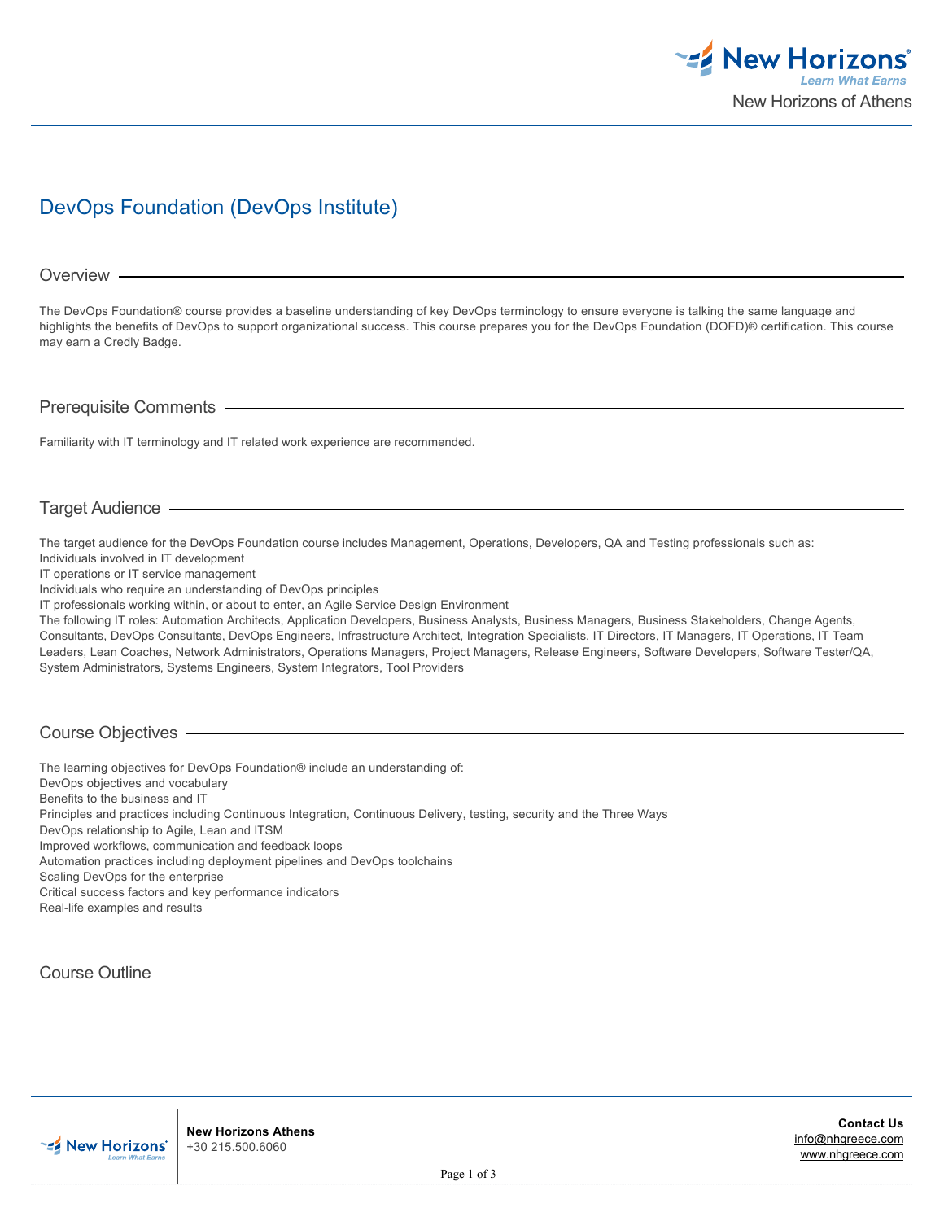# DevOps Foundation (DevOps Institute)

## Overview

The DevOps Foundation® course provides a baseline understanding of key DevOps terminology to ensure everyone is talking the same language and highlights the benefits of DevOps to support organizational success. This course prepares you for the DevOps Foundation (DOFD)® certification. This course may earn a Credly Badge.

## Prerequisite Comments

Familiarity with IT terminology and IT related work experience are recommended.

## Target Audience

The target audience for the DevOps Foundation course includes Management, Operations, Developers, QA and Testing professionals such as:
Individuals involved in IT development
IT operations or IT service management
Individuals who require an understanding of DevOps principles
IT professionals working within, or about to enter, an Agile Service Design Environment
The following IT roles: Automation Architects, Application Developers, Business Analysts, Business Managers, Business Stakeholders, Change Agents, Consultants, DevOps Consultants, DevOps Engineers, Infrastructure Architect, Integration Specialists, IT Directors, IT Managers, IT Operations, IT Team Leaders, Lean Coaches, Network Administrators, Operations Managers, Project Managers, Release Engineers, Software Developers, Software Tester/QA, System Administrators, Systems Engineers, System Integrators, Tool Providers

## Course Objectives

The learning objectives for DevOps Foundation® include an understanding of:
DevOps objectives and vocabulary
Benefits to the business and IT
Principles and practices including Continuous Integration, Continuous Delivery, testing, security and the Three Ways
DevOps relationship to Agile, Lean and ITSM
Improved workflows, communication and feedback loops
Automation practices including deployment pipelines and DevOps toolchains
Scaling DevOps for the enterprise
Critical success factors and key performance indicators
Real-life examples and results

## Course Outline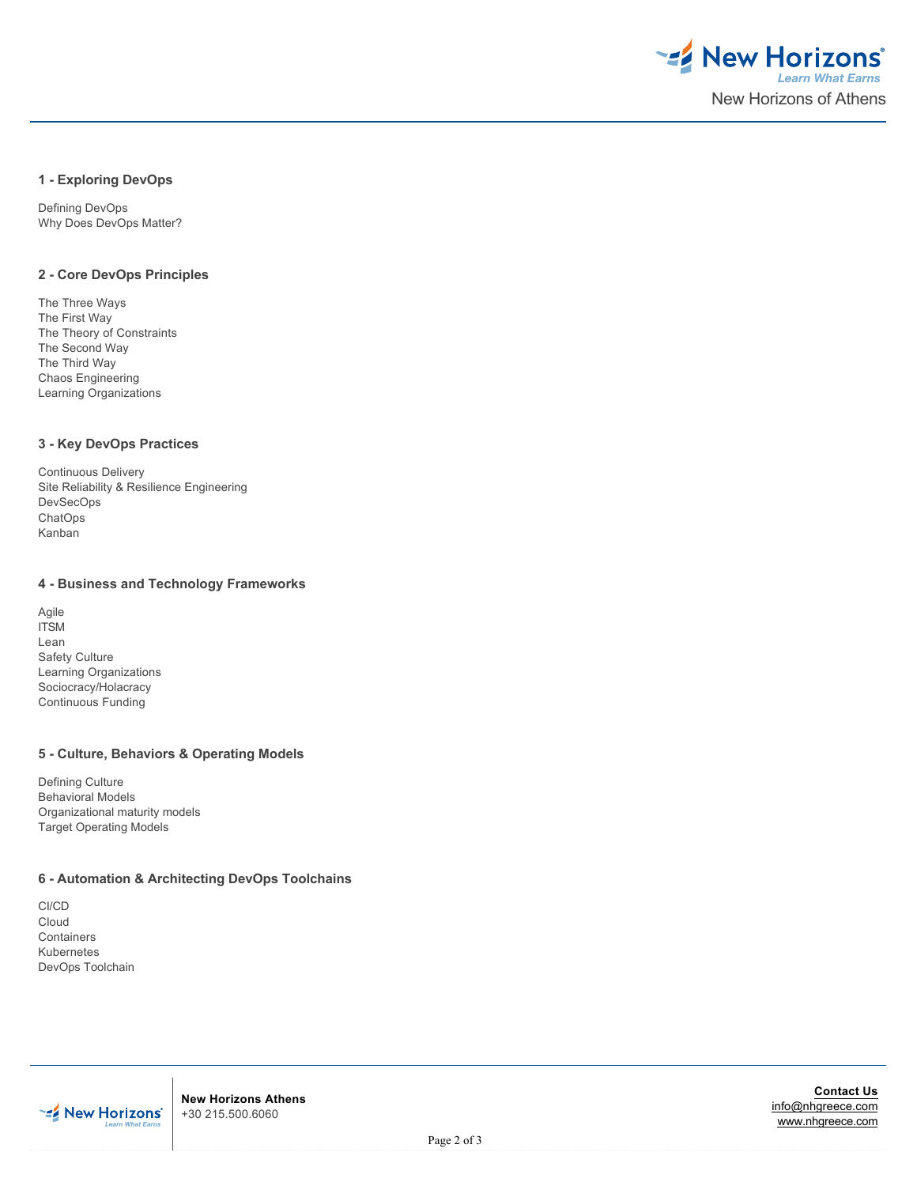### 1 - Exploring DevOps

Defining DevOps
Why Does DevOps Matter?

### 2 - Core DevOps Principles

The Three Ways
The First Way
The Theory of Constraints
The Second Way
The Third Way
Chaos Engineering
Learning Organizations

### 3 - Key DevOps Practices

Continuous Delivery
Site Reliability & Resilience Engineering
DevSecOps
ChatOps
Kanban

### 4 - Business and Technology Frameworks

Agile
ITSM
Lean
Safety Culture
Learning Organizations
Sociocracy/Holacracy
Continuous Funding

### 5 - Culture, Behaviors & Operating Models

Defining Culture
Behavioral Models
Organizational maturity models
Target Operating Models

### 6 - Automation & Architecting DevOps Toolchains

CI/CD
Cloud
Containers
Kubernetes
DevOps Toolchain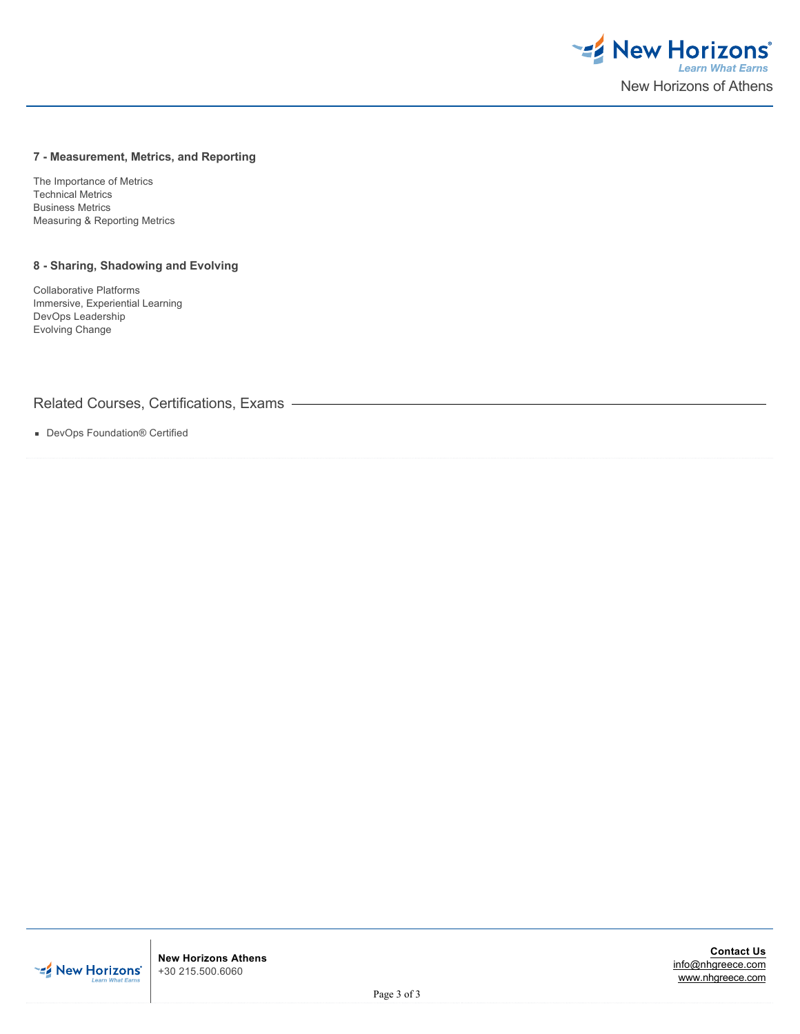### 7 - Measurement, Metrics, and Reporting

The Importance of Metrics
Technical Metrics
Business Metrics
Measuring & Reporting Metrics

### 8 - Sharing, Shadowing and Evolving

Collaborative Platforms
Immersive, Experiential Learning
DevOps Leadership
Evolving Change

## Related Courses, Certifications, Exams

- DevOps Foundation® Certified